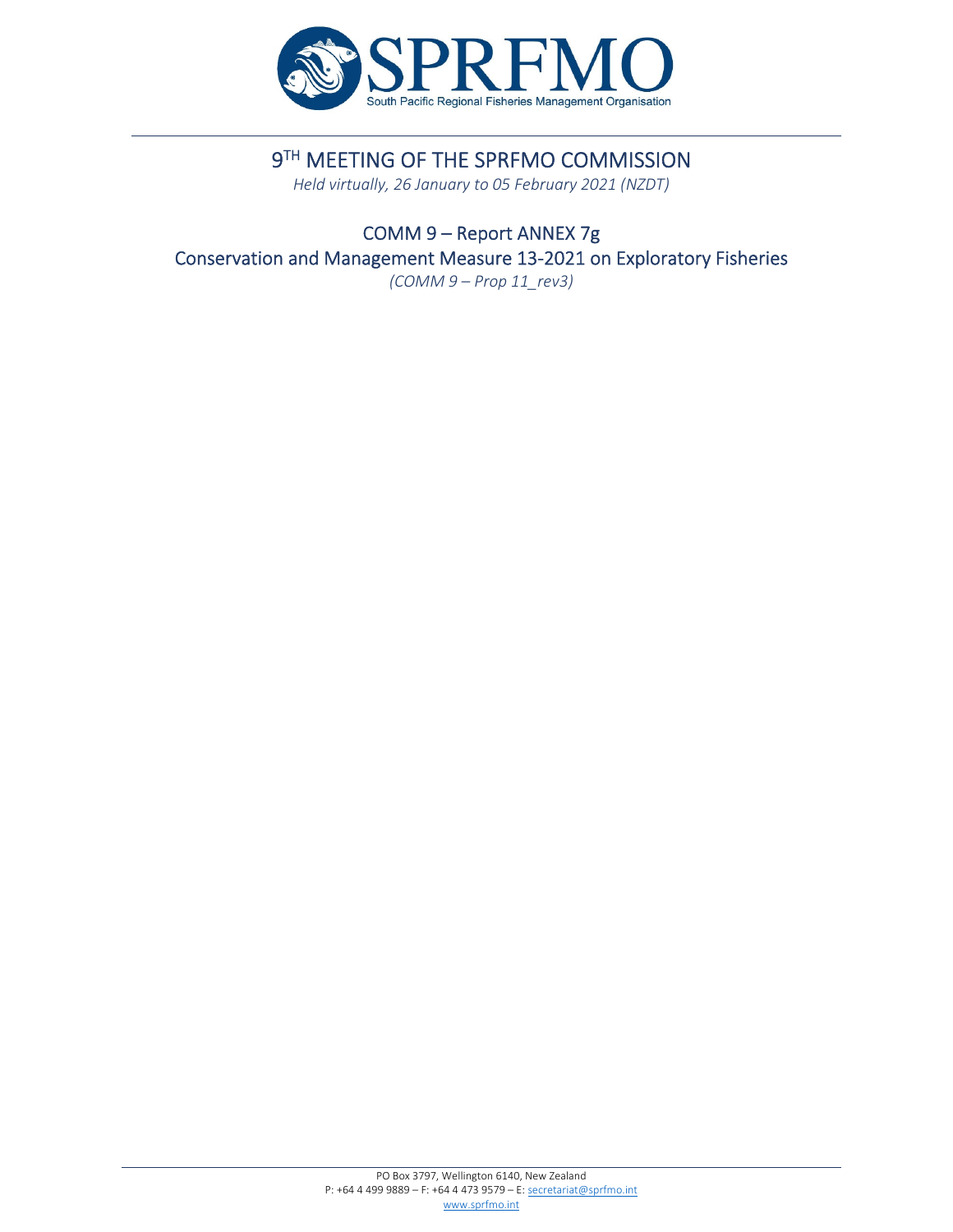# 9TH MEETING OF THE SPRFMO COMMISSION

*Held virtually, 26 January to 05 February 2021 (NZDT)*

## COMM 9 – Report ANNEX 7g
## Conservation and Management Measure 13-2021 on Exploratory Fisheries

*(COMM 9 – Prop 11_rev3)*

PO Box 3797, Wellington 6140, New Zealand
P: +64 4 499 9889 – F: +64 4 473 9579 – E: secretariat@sprfmo.int
www.sprfmo.int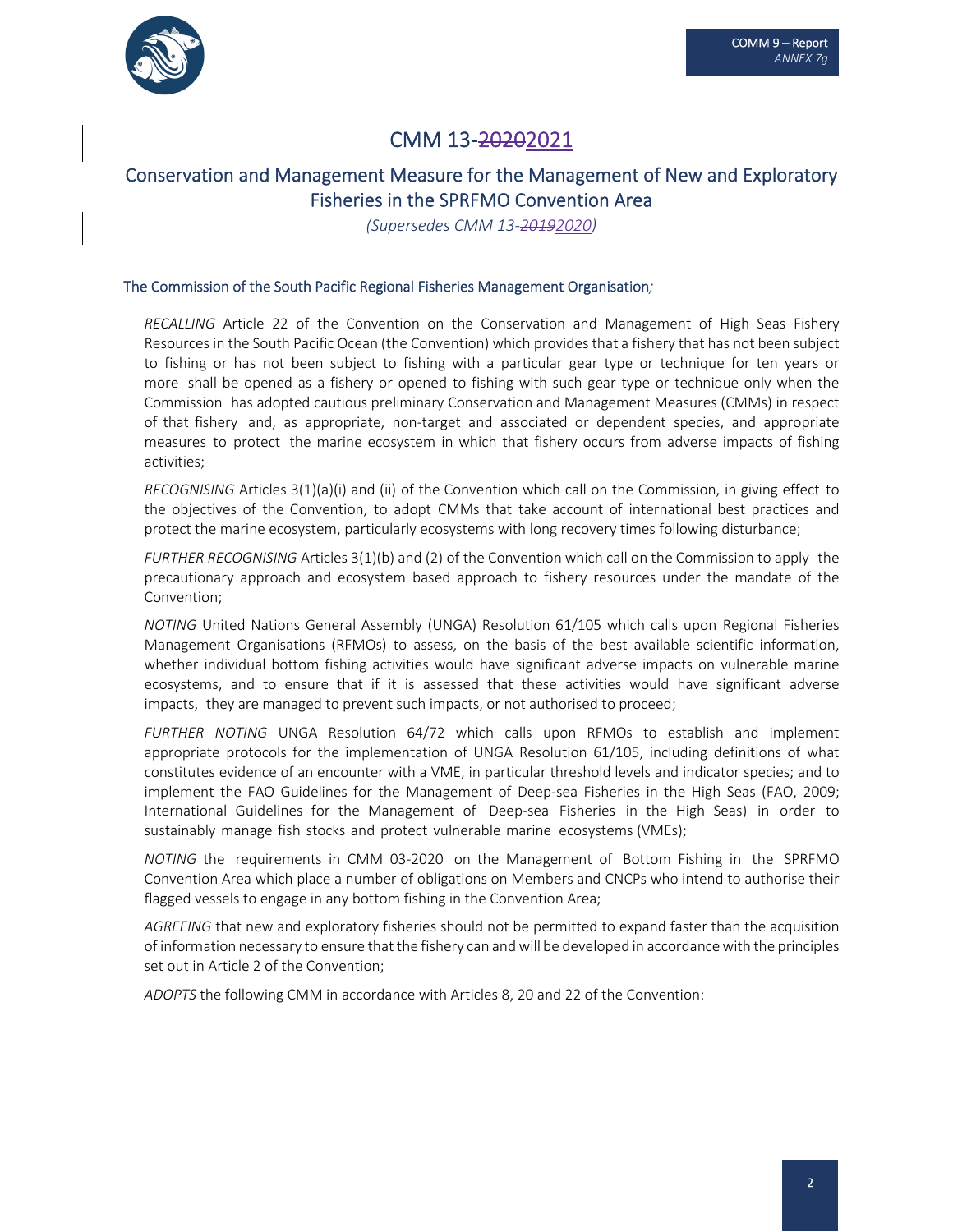# CMM 13-~~2020~~2021

## Conservation and Management Measure for the Management of New and Exploratory Fisheries in the SPRFMO Convention Area

*(Supersedes CMM 13-~~2019~~2020)*

### The Commission of the South Pacific Regional Fisheries Management Organisation;

*RECALLING* Article 22 of the Convention on the Conservation and Management of High Seas Fishery Resources in the South Pacific Ocean (the Convention) which provides that a fishery that has not been subject to fishing or has not been subject to fishing with a particular gear type or technique for ten years or more shall be opened as a fishery or opened to fishing with such gear type or technique only when the Commission has adopted cautious preliminary Conservation and Management Measures (CMMs) in respect of that fishery and, as appropriate, non-target and associated or dependent species, and appropriate measures to protect the marine ecosystem in which that fishery occurs from adverse impacts of fishing activities;

*RECOGNISING* Articles 3(1)(a)(i) and (ii) of the Convention which call on the Commission, in giving effect to the objectives of the Convention, to adopt CMMs that take account of international best practices and protect the marine ecosystem, particularly ecosystems with long recovery times following disturbance;

*FURTHER RECOGNISING* Articles 3(1)(b) and (2) of the Convention which call on the Commission to apply the precautionary approach and ecosystem based approach to fishery resources under the mandate of the Convention;

*NOTING* United Nations General Assembly (UNGA) Resolution 61/105 which calls upon Regional Fisheries Management Organisations (RFMOs) to assess, on the basis of the best available scientific information, whether individual bottom fishing activities would have significant adverse impacts on vulnerable marine ecosystems, and to ensure that if it is assessed that these activities would have significant adverse impacts, they are managed to prevent such impacts, or not authorised to proceed;

*FURTHER NOTING* UNGA Resolution 64/72 which calls upon RFMOs to establish and implement appropriate protocols for the implementation of UNGA Resolution 61/105, including definitions of what constitutes evidence of an encounter with a VME, in particular threshold levels and indicator species; and to implement the FAO Guidelines for the Management of Deep-sea Fisheries in the High Seas (FAO, 2009; International Guidelines for the Management of Deep-sea Fisheries in the High Seas) in order to sustainably manage fish stocks and protect vulnerable marine ecosystems (VMEs);

*NOTING* the requirements in CMM 03-2020 on the Management of Bottom Fishing in the SPRFMO Convention Area which place a number of obligations on Members and CNCPs who intend to authorise their flagged vessels to engage in any bottom fishing in the Convention Area;

*AGREEING* that new and exploratory fisheries should not be permitted to expand faster than the acquisition of information necessary to ensure that the fishery can and will be developed in accordance with the principles set out in Article 2 of the Convention;

*ADOPTS* the following CMM in accordance with Articles 8, 20 and 22 of the Convention: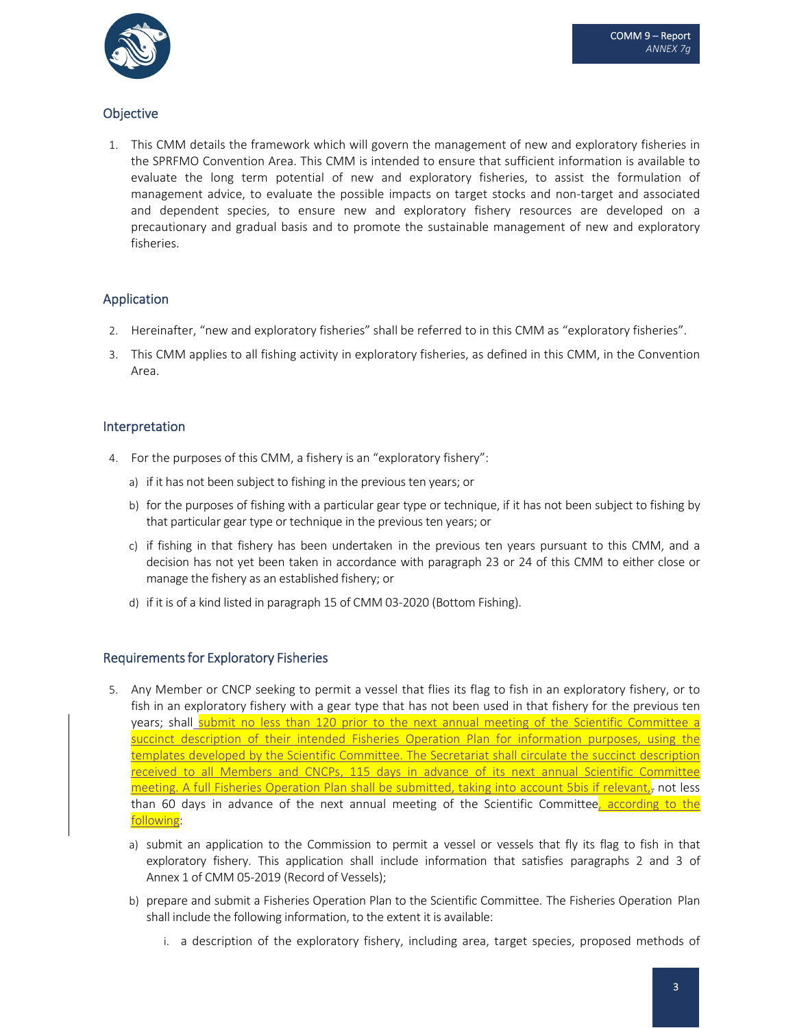## Objective

1. This CMM details the framework which will govern the management of new and exploratory fisheries in the SPRFMO Convention Area. This CMM is intended to ensure that sufficient information is available to evaluate the long term potential of new and exploratory fisheries, to assist the formulation of management advice, to evaluate the possible impacts on target stocks and non-target and associated and dependent species, to ensure new and exploratory fishery resources are developed on a precautionary and gradual basis and to promote the sustainable management of new and exploratory fisheries.

## Application

2. Hereinafter, "new and exploratory fisheries" shall be referred to in this CMM as "exploratory fisheries".
3. This CMM applies to all fishing activity in exploratory fisheries, as defined in this CMM, in the Convention Area.

## Interpretation

4. For the purposes of this CMM, a fishery is an "exploratory fishery":
   a) if it has not been subject to fishing in the previous ten years; or
   b) for the purposes of fishing with a particular gear type or technique, if it has not been subject to fishing by that particular gear type or technique in the previous ten years; or
   c) if fishing in that fishery has been undertaken in the previous ten years pursuant to this CMM, and a decision has not yet been taken in accordance with paragraph 23 or 24 of this CMM to either close or manage the fishery as an established fishery; or
   d) if it is of a kind listed in paragraph 15 of CMM 03-2020 (Bottom Fishing).

## Requirements for Exploratory Fisheries

5. Any Member or CNCP seeking to permit a vessel that flies its flag to fish in an exploratory fishery, or to fish in an exploratory fishery with a gear type that has not been used in that fishery for the previous ten years; shall submit no less than 120 prior to the next annual meeting of the Scientific Committee a succinct description of their intended Fisheries Operation Plan for information purposes, using the templates developed by the Scientific Committee. The Secretariat shall circulate the succinct description received to all Members and CNCPs, 115 days in advance of its next annual Scientific Committee meeting. A full Fisheries Operation Plan shall be submitted, taking into account 5bis if relevant, ~~,~~ not less than 60 days in advance of the next annual meeting of the Scientific Committee, according to the following:
   a) submit an application to the Commission to permit a vessel or vessels that fly its flag to fish in that exploratory fishery. This application shall include information that satisfies paragraphs 2 and 3 of Annex 1 of CMM 05-2019 (Record of Vessels);
   b) prepare and submit a Fisheries Operation Plan to the Scientific Committee. The Fisheries Operation Plan shall include the following information, to the extent it is available:
      i. a description of the exploratory fishery, including area, target species, proposed methods of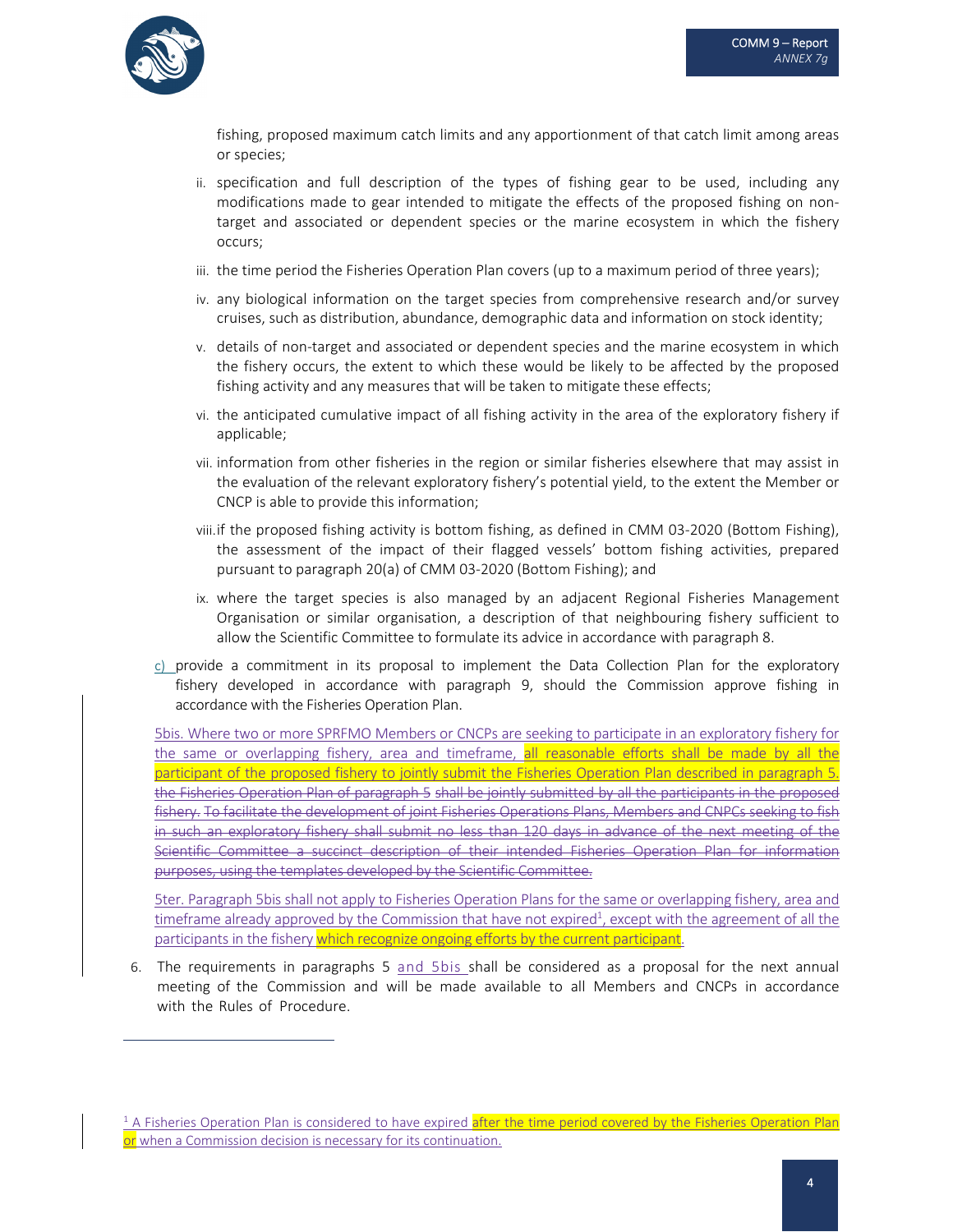fishing, proposed maximum catch limits and any apportionment of that catch limit among areas or species;

ii. specification and full description of the types of fishing gear to be used, including any modifications made to gear intended to mitigate the effects of the proposed fishing on non-target and associated or dependent species or the marine ecosystem in which the fishery occurs;

iii. the time period the Fisheries Operation Plan covers (up to a maximum period of three years);

iv. any biological information on the target species from comprehensive research and/or survey cruises, such as distribution, abundance, demographic data and information on stock identity;

v. details of non-target and associated or dependent species and the marine ecosystem in which the fishery occurs, the extent to which these would be likely to be affected by the proposed fishing activity and any measures that will be taken to mitigate these effects;

vi. the anticipated cumulative impact of all fishing activity in the area of the exploratory fishery if applicable;

vii. information from other fisheries in the region or similar fisheries elsewhere that may assist in the evaluation of the relevant exploratory fishery's potential yield, to the extent the Member or CNCP is able to provide this information;

viii. if the proposed fishing activity is bottom fishing, as defined in CMM 03-2020 (Bottom Fishing), the assessment of the impact of their flagged vessels' bottom fishing activities, prepared pursuant to paragraph 20(a) of CMM 03-2020 (Bottom Fishing); and

ix. where the target species is also managed by an adjacent Regional Fisheries Management Organisation or similar organisation, a description of that neighbouring fishery sufficient to allow the Scientific Committee to formulate its advice in accordance with paragraph 8.

c) provide a commitment in its proposal to implement the Data Collection Plan for the exploratory fishery developed in accordance with paragraph 9, should the Commission approve fishing in accordance with the Fisheries Operation Plan.

5bis. Where two or more SPRFMO Members or CNCPs are seeking to participate in an exploratory fishery for the same or overlapping fishery, area and timeframe, all reasonable efforts shall be made by all the participant of the proposed fishery to jointly submit the Fisheries Operation Plan described in paragraph 5. ~~the Fisheries Operation Plan of paragraph 5 shall be jointly submitted by all the participants in the proposed fishery. To facilitate the development of joint Fisheries Operations Plans, Members and CNPCs seeking to fish in such an exploratory fishery shall submit no less than 120 days in advance of the next meeting of the Scientific Committee a succinct description of their intended Fisheries Operation Plan for information purposes, using the templates developed by the Scientific Committee.~~

5ter. Paragraph 5bis shall not apply to Fisheries Operation Plans for the same or overlapping fishery, area and timeframe already approved by the Commission that have not expired[1], except with the agreement of all the participants in the fishery which recognize ongoing efforts by the current participant.

6. The requirements in paragraphs 5 and 5bis shall be considered as a proposal for the next annual meeting of the Commission and will be made available to all Members and CNCPs in accordance with the Rules of Procedure.

---

[1] A Fisheries Operation Plan is considered to have expired after the time period covered by the Fisheries Operation Plan or when a Commission decision is necessary for its continuation.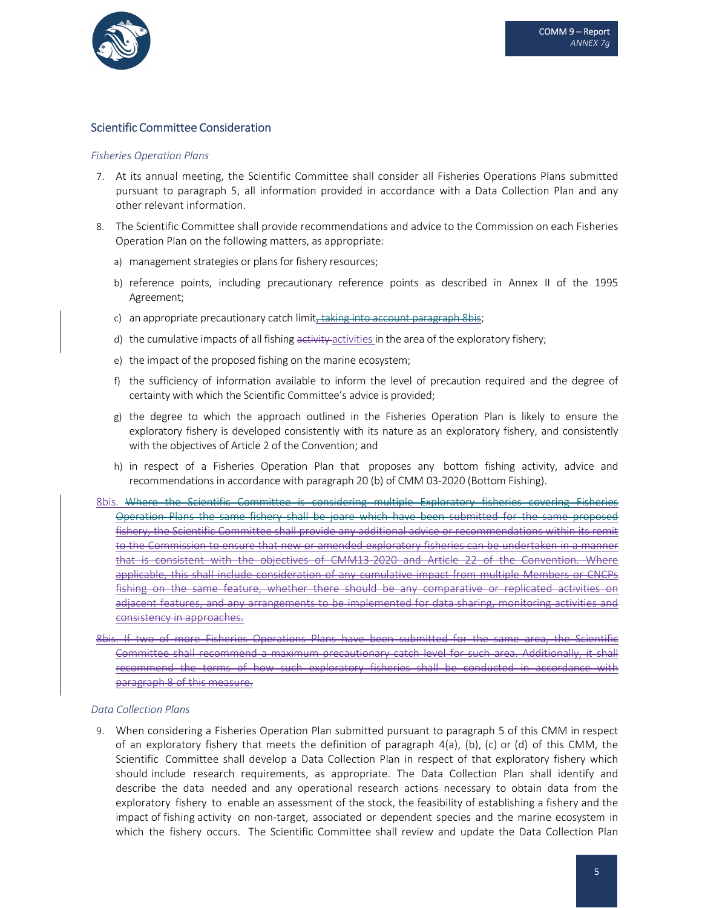## Scientific Committee Consideration

*Fisheries Operation Plans*

7. At its annual meeting, the Scientific Committee shall consider all Fisheries Operations Plans submitted pursuant to paragraph 5, all information provided in accordance with a Data Collection Plan and any other relevant information.

8. The Scientific Committee shall provide recommendations and advice to the Commission on each Fisheries Operation Plan on the following matters, as appropriate:

   a) management strategies or plans for fishery resources;

   b) reference points, including precautionary reference points as described in Annex II of the 1995 Agreement;

   c) an appropriate precautionary catch limit~~, taking into account paragraph 8bis~~;

   d) the cumulative impacts of all fishing ~~activity~~ activities in the area of the exploratory fishery;

   e) the impact of the proposed fishing on the marine ecosystem;

   f) the sufficiency of information available to inform the level of precaution required and the degree of certainty with which the Scientific Committee's advice is provided;

   g) the degree to which the approach outlined in the Fisheries Operation Plan is likely to ensure the exploratory fishery is developed consistently with its nature as an exploratory fishery, and consistently with the objectives of Article 2 of the Convention; and

   h) in respect of a Fisheries Operation Plan that proposes any bottom fishing activity, advice and recommendations in accordance with paragraph 20 (b) of CMM 03-2020 (Bottom Fishing).

8bis. ~~Where the Scientific Committee is considering multiple Exploratory fisheries covering Fisheries Operation Plans the same fishery shall be joare which have been submitted for the same proposed fishery, the Scientific Committee shall provide any additional advice or recommendations within its remit to the Commission to ensure that new or amended exploratory fisheries can be undertaken in a manner that is consistent with the objectives of CMM13-2020 and Article 22 of the Convention. Where applicable, this shall include consideration of any cumulative impact from multiple Members or CNCPs fishing on the same feature, whether there should be any comparative or replicated activities on adjacent features, and any arrangements to be implemented for data sharing, monitoring activities and consistency in approaches.~~

~~8bis. If two of more Fisheries Operations Plans have been submitted for the same area, the Scientific Committee shall recommend a maximum precautionary catch level for such area. Additionally, it shall recommend the terms of how such exploratory fisheries shall be conducted in accordance with paragraph 8 of this measure.~~

*Data Collection Plans*

9. When considering a Fisheries Operation Plan submitted pursuant to paragraph 5 of this CMM in respect of an exploratory fishery that meets the definition of paragraph 4(a), (b), (c) or (d) of this CMM, the Scientific Committee shall develop a Data Collection Plan in respect of that exploratory fishery which should include research requirements, as appropriate. The Data Collection Plan shall identify and describe the data needed and any operational research actions necessary to obtain data from the exploratory fishery to enable an assessment of the stock, the feasibility of establishing a fishery and the impact of fishing activity on non-target, associated or dependent species and the marine ecosystem in which the fishery occurs. The Scientific Committee shall review and update the Data Collection Plan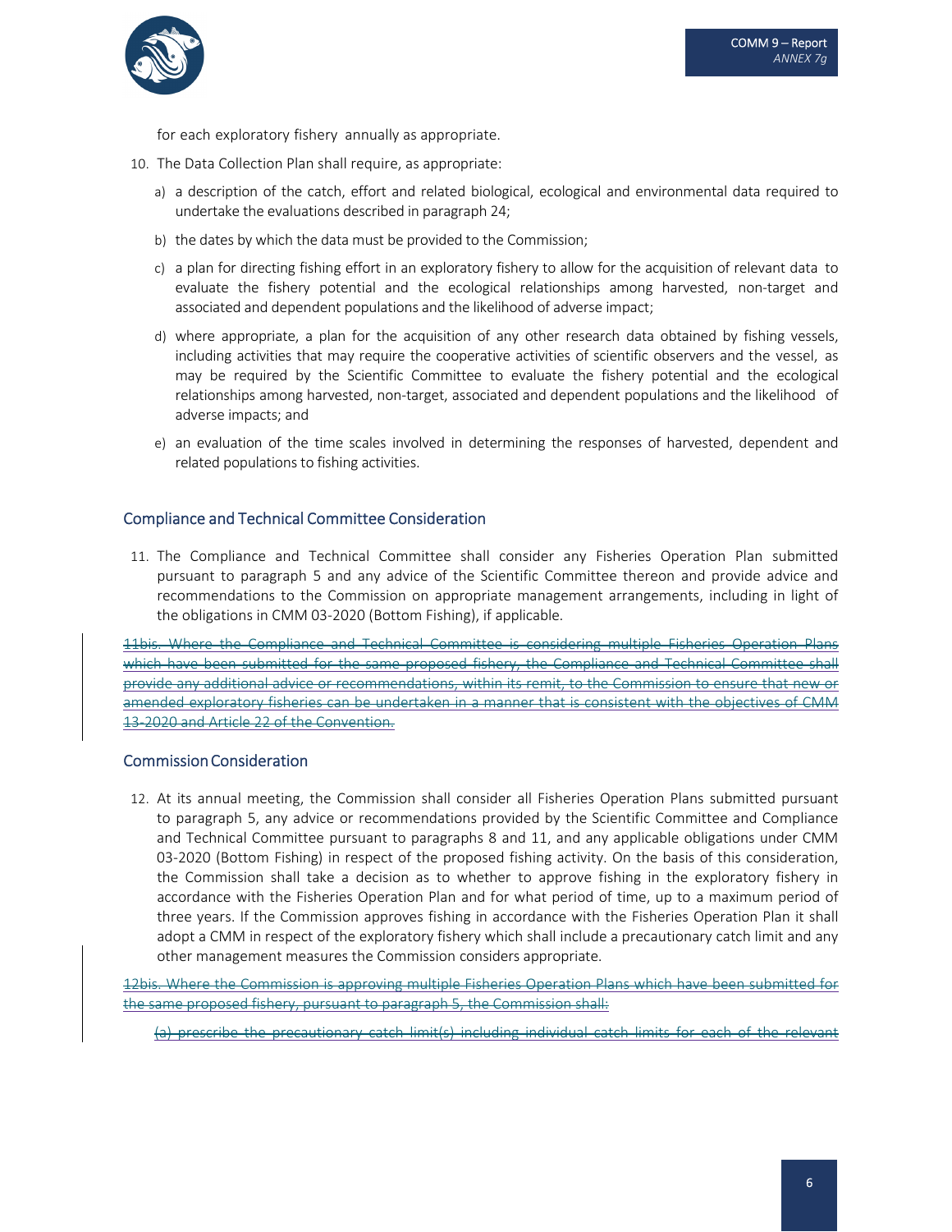for each exploratory fishery annually as appropriate.

10. The Data Collection Plan shall require, as appropriate:
    a) a description of the catch, effort and related biological, ecological and environmental data required to undertake the evaluations described in paragraph 24;
    b) the dates by which the data must be provided to the Commission;
    c) a plan for directing fishing effort in an exploratory fishery to allow for the acquisition of relevant data to evaluate the fishery potential and the ecological relationships among harvested, non-target and associated and dependent populations and the likelihood of adverse impact;
    d) where appropriate, a plan for the acquisition of any other research data obtained by fishing vessels, including activities that may require the cooperative activities of scientific observers and the vessel, as may be required by the Scientific Committee to evaluate the fishery potential and the ecological relationships among harvested, non-target, associated and dependent populations and the likelihood of adverse impacts; and
    e) an evaluation of the time scales involved in determining the responses of harvested, dependent and related populations to fishing activities.

## Compliance and Technical Committee Consideration

11. The Compliance and Technical Committee shall consider any Fisheries Operation Plan submitted pursuant to paragraph 5 and any advice of the Scientific Committee thereon and provide advice and recommendations to the Commission on appropriate management arrangements, including in light of the obligations in CMM 03-2020 (Bottom Fishing), if applicable.

~~11bis. Where the Compliance and Technical Committee is considering multiple Fisheries Operation Plans which have been submitted for the same proposed fishery, the Compliance and Technical Committee shall provide any additional advice or recommendations, within its remit, to the Commission to ensure that new or amended exploratory fisheries can be undertaken in a manner that is consistent with the objectives of CMM 13-2020 and Article 22 of the Convention.~~

## Commission Consideration

12. At its annual meeting, the Commission shall consider all Fisheries Operation Plans submitted pursuant to paragraph 5, any advice or recommendations provided by the Scientific Committee and Compliance and Technical Committee pursuant to paragraphs 8 and 11, and any applicable obligations under CMM 03-2020 (Bottom Fishing) in respect of the proposed fishing activity. On the basis of this consideration, the Commission shall take a decision as to whether to approve fishing in the exploratory fishery in accordance with the Fisheries Operation Plan and for what period of time, up to a maximum period of three years. If the Commission approves fishing in accordance with the Fisheries Operation Plan it shall adopt a CMM in respect of the exploratory fishery which shall include a precautionary catch limit and any other management measures the Commission considers appropriate.

~~12bis. Where the Commission is approving multiple Fisheries Operation Plans which have been submitted for the same proposed fishery, pursuant to paragraph 5, the Commission shall:~~

~~(a) prescribe the precautionary catch limit(s) including individual catch limits for each of the relevant~~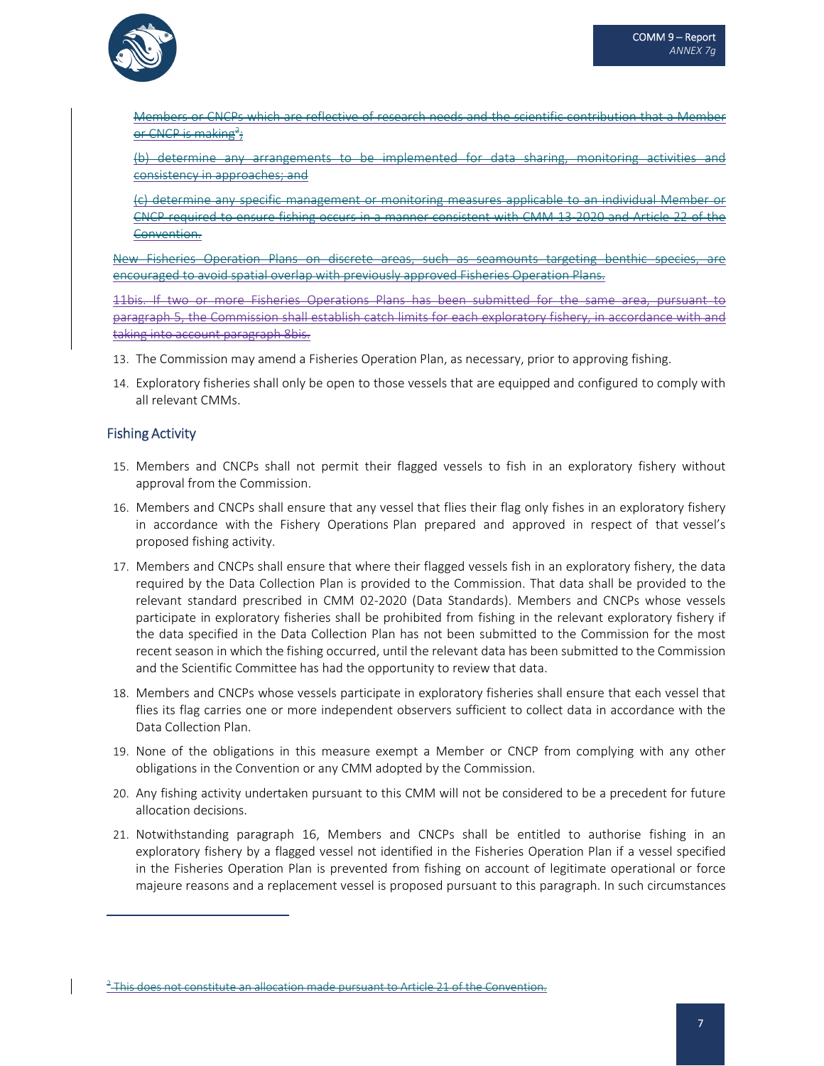~~Members or CNCPs which are reflective of research needs and the scientific contribution that a Member or CNCP is making[2];~~

~~(b) determine any arrangements to be implemented for data sharing, monitoring activities and consistency in approaches; and~~

~~(c) determine any specific management or monitoring measures applicable to an individual Member or CNCP required to ensure fishing occurs in a manner consistent with CMM 13-2020 and Article 22 of the Convention.~~

~~New Fisheries Operation Plans on discrete areas, such as seamounts targeting benthic species, are encouraged to avoid spatial overlap with previously approved Fisheries Operation Plans.~~

~~11bis. If two or more Fisheries Operations Plans has been submitted for the same area, pursuant to paragraph 5, the Commission shall establish catch limits for each exploratory fishery, in accordance with and taking into account paragraph 8bis.~~

13. The Commission may amend a Fisheries Operation Plan, as necessary, prior to approving fishing.
14. Exploratory fisheries shall only be open to those vessels that are equipped and configured to comply with all relevant CMMs.

## Fishing Activity

15. Members and CNCPs shall not permit their flagged vessels to fish in an exploratory fishery without approval from the Commission.
16. Members and CNCPs shall ensure that any vessel that flies their flag only fishes in an exploratory fishery in accordance with the Fishery Operations Plan prepared and approved in respect of that vessel's proposed fishing activity.
17. Members and CNCPs shall ensure that where their flagged vessels fish in an exploratory fishery, the data required by the Data Collection Plan is provided to the Commission. That data shall be provided to the relevant standard prescribed in CMM 02-2020 (Data Standards). Members and CNCPs whose vessels participate in exploratory fisheries shall be prohibited from fishing in the relevant exploratory fishery if the data specified in the Data Collection Plan has not been submitted to the Commission for the most recent season in which the fishing occurred, until the relevant data has been submitted to the Commission and the Scientific Committee has had the opportunity to review that data.
18. Members and CNCPs whose vessels participate in exploratory fisheries shall ensure that each vessel that flies its flag carries one or more independent observers sufficient to collect data in accordance with the Data Collection Plan.
19. None of the obligations in this measure exempt a Member or CNCP from complying with any other obligations in the Convention or any CMM adopted by the Commission.
20. Any fishing activity undertaken pursuant to this CMM will not be considered to be a precedent for future allocation decisions.
21. Notwithstanding paragraph 16, Members and CNCPs shall be entitled to authorise fishing in an exploratory fishery by a flagged vessel not identified in the Fisheries Operation Plan if a vessel specified in the Fisheries Operation Plan is prevented from fishing on account of legitimate operational or force majeure reasons and a replacement vessel is proposed pursuant to this paragraph. In such circumstances

---

~~[2] This does not constitute an allocation made pursuant to Article 21 of the Convention.~~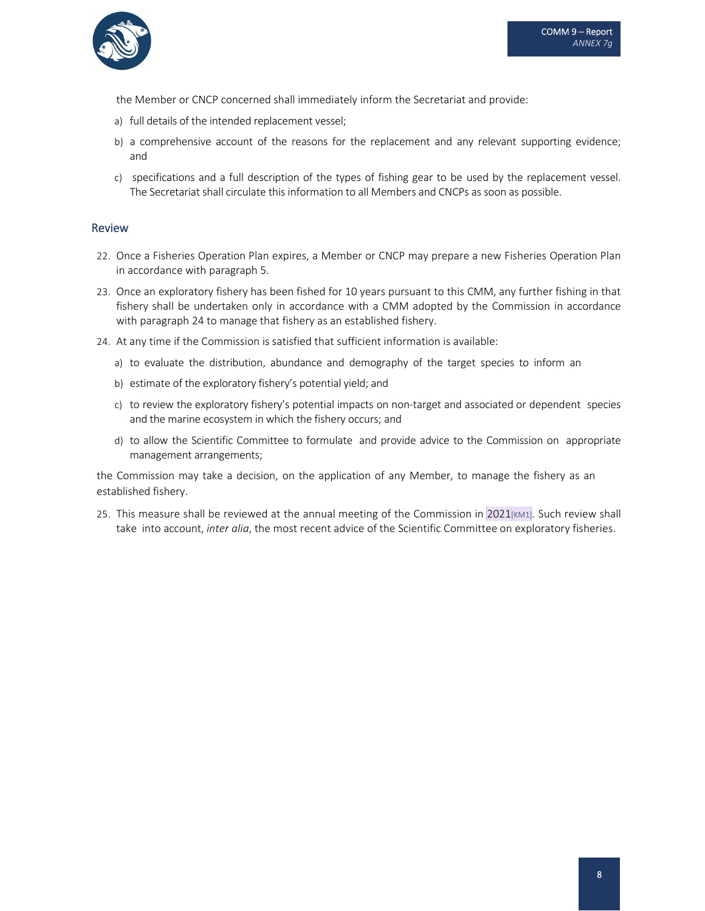the Member or CNCP concerned shall immediately inform the Secretariat and provide:

a) full details of the intended replacement vessel;

b) a comprehensive account of the reasons for the replacement and any relevant supporting evidence; and

c) specifications and a full description of the types of fishing gear to be used by the replacement vessel. The Secretariat shall circulate this information to all Members and CNCPs as soon as possible.

## Review

22. Once a Fisheries Operation Plan expires, a Member or CNCP may prepare a new Fisheries Operation Plan in accordance with paragraph 5.

23. Once an exploratory fishery has been fished for 10 years pursuant to this CMM, any further fishing in that fishery shall be undertaken only in accordance with a CMM adopted by the Commission in accordance with paragraph 24 to manage that fishery as an established fishery.

24. At any time if the Commission is satisfied that sufficient information is available:

    a) to evaluate the distribution, abundance and demography of the target species to inform an

    b) estimate of the exploratory fishery's potential yield; and

    c) to review the exploratory fishery's potential impacts on non-target and associated or dependent species and the marine ecosystem in which the fishery occurs; and

    d) to allow the Scientific Committee to formulate and provide advice to the Commission on appropriate management arrangements;

the Commission may take a decision, on the application of any Member, to manage the fishery as an established fishery.

25. This measure shall be reviewed at the annual meeting of the Commission in 2021[KM1]. Such review shall take into account, *inter alia*, the most recent advice of the Scientific Committee on exploratory fisheries.